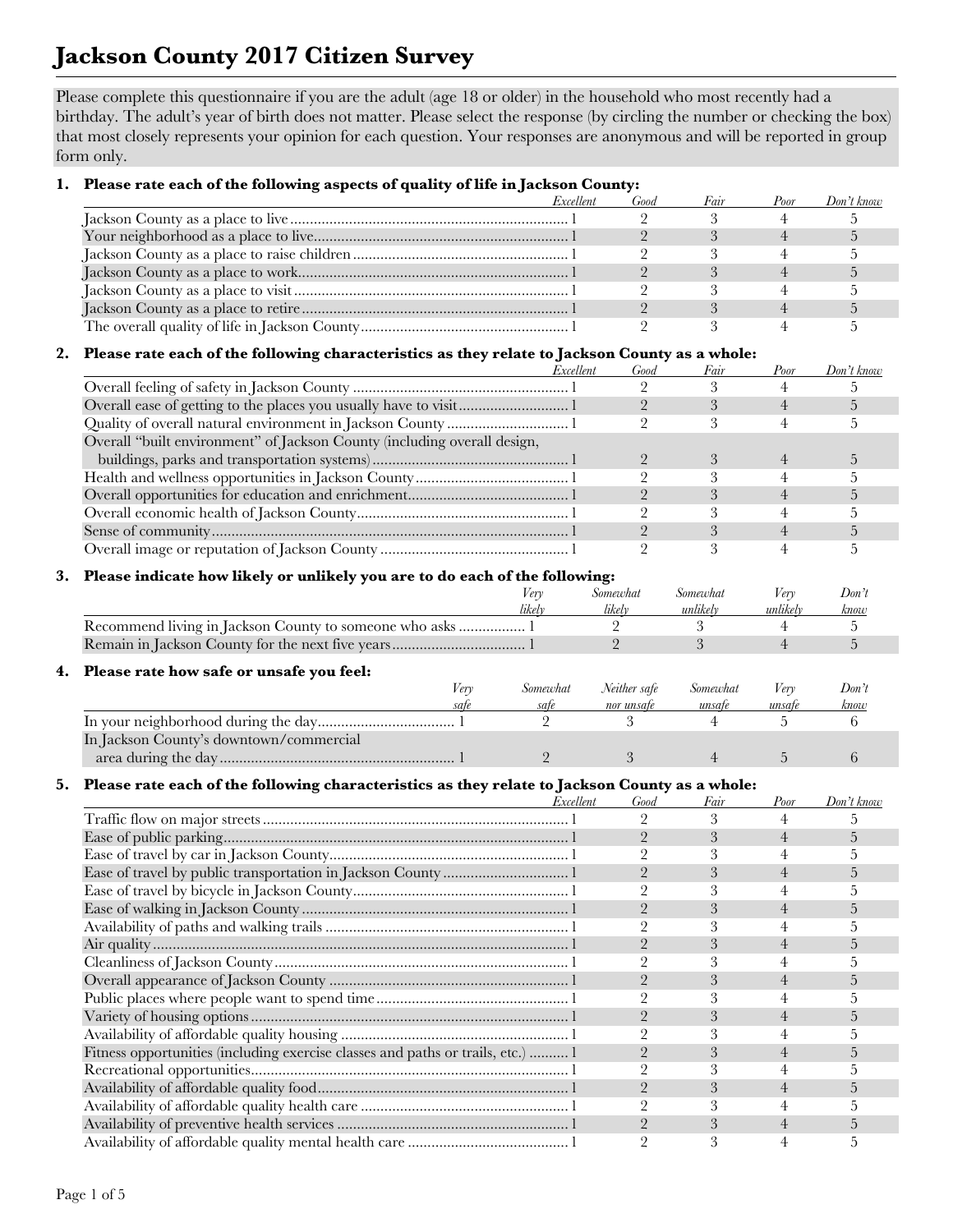# Jackson County 2017 Citizen Survey

Please complete this questionnaire if you are the adult (age 18 or older) in the household who most recently had a birthday. The adult's year of birth does not matter. Please select the response (by circling the number or checking the box) that most closely represents your opinion for each question. Your responses are anonymous and will be reported in group form only.

**1. Please rate each of the following aspects of quality of life in Jackson County:**

| | *Excellent* | *Good* | *Fair* | *Poor* | *Don't know* |
|---|---|---|---|---|---|
| Jackson County as a place to live | 1 | 2 | 3 | 4 | 5 |
| Your neighborhood as a place to live | 1 | 2 | 3 | 4 | 5 |
| Jackson County as a place to raise children | 1 | 2 | 3 | 4 | 5 |
| Jackson County as a place to work | 1 | 2 | 3 | 4 | 5 |
| Jackson County as a place to visit | 1 | 2 | 3 | 4 | 5 |
| Jackson County as a place to retire | 1 | 2 | 3 | 4 | 5 |
| The overall quality of life in Jackson County | 1 | 2 | 3 | 4 | 5 |

**2. Please rate each of the following characteristics as they relate to Jackson County as a whole:**

| | *Excellent* | *Good* | *Fair* | *Poor* | *Don't know* |
|---|---|---|---|---|---|
| Overall feeling of safety in Jackson County | 1 | 2 | 3 | 4 | 5 |
| Overall ease of getting to the places you usually have to visit | 1 | 2 | 3 | 4 | 5 |
| Quality of overall natural environment in Jackson County | 1 | 2 | 3 | 4 | 5 |
| Overall "built environment" of Jackson County (including overall design, buildings, parks and transportation systems) | 1 | 2 | 3 | 4 | 5 |
| Health and wellness opportunities in Jackson County | 1 | 2 | 3 | 4 | 5 |
| Overall opportunities for education and enrichment | 1 | 2 | 3 | 4 | 5 |
| Overall economic health of Jackson County | 1 | 2 | 3 | 4 | 5 |
| Sense of community | 1 | 2 | 3 | 4 | 5 |
| Overall image or reputation of Jackson County | 1 | 2 | 3 | 4 | 5 |

**3. Please indicate how likely or unlikely you are to do each of the following:**

| | *Very likely* | *Somewhat likely* | *Somewhat unlikely* | *Very unlikely* | *Don't know* |
|---|---|---|---|---|---|
| Recommend living in Jackson County to someone who asks | 1 | 2 | 3 | 4 | 5 |
| Remain in Jackson County for the next five years | 1 | 2 | 3 | 4 | 5 |

**4. Please rate how safe or unsafe you feel:**

| | *Very safe* | *Somewhat safe* | *Neither safe nor unsafe* | *Somewhat unsafe* | *Very unsafe* | *Don't know* |
|---|---|---|---|---|---|---|
| In your neighborhood during the day | 1 | 2 | 3 | 4 | 5 | 6 |
| In Jackson County's downtown/commercial area during the day | 1 | 2 | 3 | 4 | 5 | 6 |

**5. Please rate each of the following characteristics as they relate to Jackson County as a whole:**

| | *Excellent* | *Good* | *Fair* | *Poor* | *Don't know* |
|---|---|---|---|---|---|
| Traffic flow on major streets | 1 | 2 | 3 | 4 | 5 |
| Ease of public parking | 1 | 2 | 3 | 4 | 5 |
| Ease of travel by car in Jackson County | 1 | 2 | 3 | 4 | 5 |
| Ease of travel by public transportation in Jackson County | 1 | 2 | 3 | 4 | 5 |
| Ease of travel by bicycle in Jackson County | 1 | 2 | 3 | 4 | 5 |
| Ease of walking in Jackson County | 1 | 2 | 3 | 4 | 5 |
| Availability of paths and walking trails | 1 | 2 | 3 | 4 | 5 |
| Air quality | 1 | 2 | 3 | 4 | 5 |
| Cleanliness of Jackson County | 1 | 2 | 3 | 4 | 5 |
| Overall appearance of Jackson County | 1 | 2 | 3 | 4 | 5 |
| Public places where people want to spend time | 1 | 2 | 3 | 4 | 5 |
| Variety of housing options | 1 | 2 | 3 | 4 | 5 |
| Availability of affordable quality housing | 1 | 2 | 3 | 4 | 5 |
| Fitness opportunities (including exercise classes and paths or trails, etc.) | 1 | 2 | 3 | 4 | 5 |
| Recreational opportunities | 1 | 2 | 3 | 4 | 5 |
| Availability of affordable quality food | 1 | 2 | 3 | 4 | 5 |
| Availability of affordable quality health care | 1 | 2 | 3 | 4 | 5 |
| Availability of preventive health services | 1 | 2 | 3 | 4 | 5 |
| Availability of affordable quality mental health care | 1 | 2 | 3 | 4 | 5 |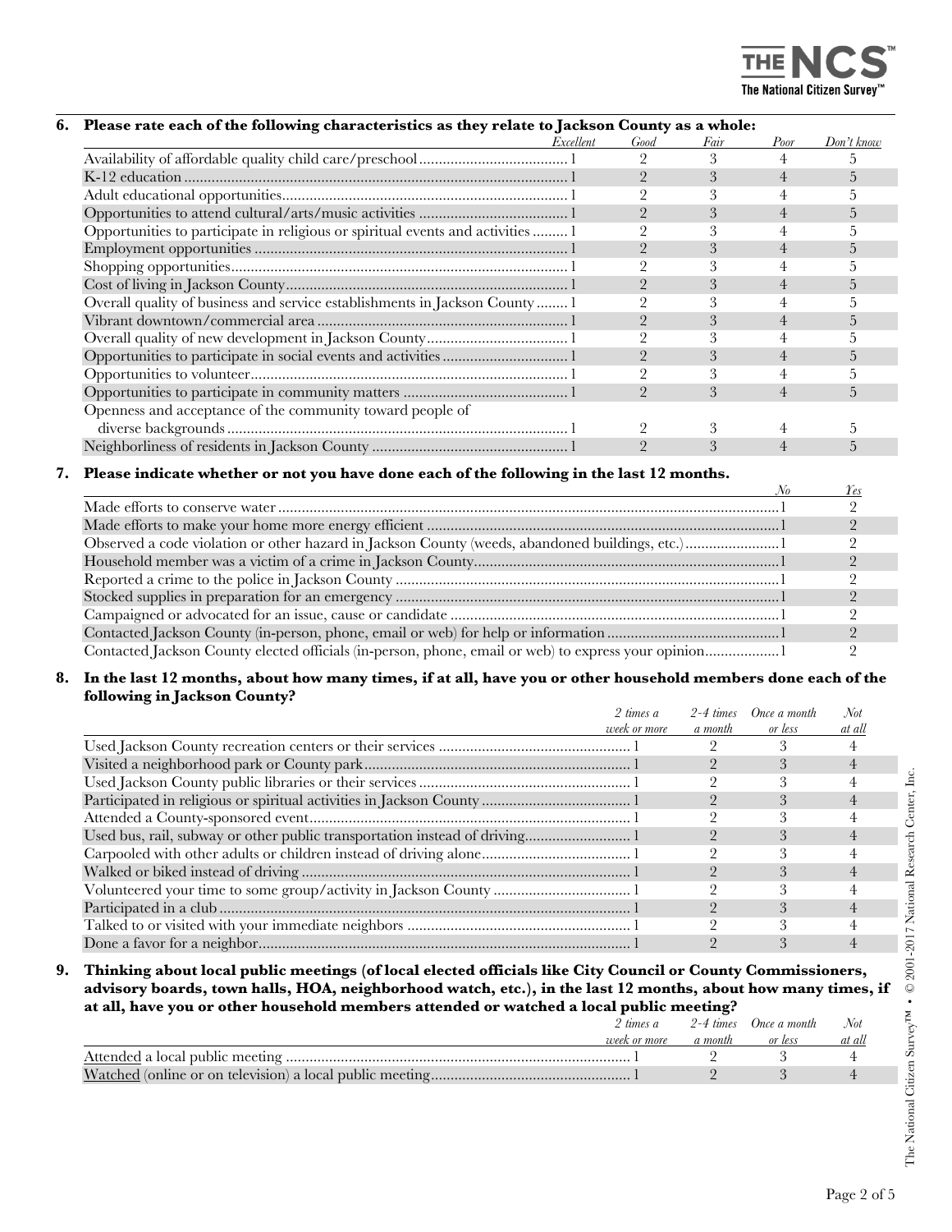**6. Please rate each of the following characteristics as they relate to Jackson County as a whole:**

| | *Excellent* | *Good* | *Fair* | *Poor* | *Don't know* |
|---|---|---|---|---|---|
| Availability of affordable quality child care/preschool | 1 | 2 | 3 | 4 | 5 |
| K-12 education | 1 | 2 | 3 | 4 | 5 |
| Adult educational opportunities | 1 | 2 | 3 | 4 | 5 |
| Opportunities to attend cultural/arts/music activities | 1 | 2 | 3 | 4 | 5 |
| Opportunities to participate in religious or spiritual events and activities | 1 | 2 | 3 | 4 | 5 |
| Employment opportunities | 1 | 2 | 3 | 4 | 5 |
| Shopping opportunities | 1 | 2 | 3 | 4 | 5 |
| Cost of living in Jackson County | 1 | 2 | 3 | 4 | 5 |
| Overall quality of business and service establishments in Jackson County | 1 | 2 | 3 | 4 | 5 |
| Vibrant downtown/commercial area | 1 | 2 | 3 | 4 | 5 |
| Overall quality of new development in Jackson County | 1 | 2 | 3 | 4 | 5 |
| Opportunities to participate in social events and activities | 1 | 2 | 3 | 4 | 5 |
| Opportunities to volunteer | 1 | 2 | 3 | 4 | 5 |
| Opportunities to participate in community matters | 1 | 2 | 3 | 4 | 5 |
| Openness and acceptance of the community toward people of diverse backgrounds | 1 | 2 | 3 | 4 | 5 |
| Neighborliness of residents in Jackson County | 1 | 2 | 3 | 4 | 5 |

**7. Please indicate whether or not you have done each of the following in the last 12 months.**

| | *No* | *Yes* |
|---|---|---|
| Made efforts to conserve water | 1 | 2 |
| Made efforts to make your home more energy efficient | 1 | 2 |
| Observed a code violation or other hazard in Jackson County (weeds, abandoned buildings, etc.) | 1 | 2 |
| Household member was a victim of a crime in Jackson County | 1 | 2 |
| Reported a crime to the police in Jackson County | 1 | 2 |
| Stocked supplies in preparation for an emergency | 1 | 2 |
| Campaigned or advocated for an issue, cause or candidate | 1 | 2 |
| Contacted Jackson County (in-person, phone, email or web) for help or information | 1 | 2 |
| Contacted Jackson County elected officials (in-person, phone, email or web) to express your opinion | 1 | 2 |

**8. In the last 12 months, about how many times, if at all, have you or other household members done each of the following in Jackson County?**

| | *2 times a week or more* | *2-4 times a month* | *Once a month or less* | *Not at all* |
|---|---|---|---|---|
| Used Jackson County recreation centers or their services | 1 | 2 | 3 | 4 |
| Visited a neighborhood park or County park | 1 | 2 | 3 | 4 |
| Used Jackson County public libraries or their services | 1 | 2 | 3 | 4 |
| Participated in religious or spiritual activities in Jackson County | 1 | 2 | 3 | 4 |
| Attended a County-sponsored event | 1 | 2 | 3 | 4 |
| Used bus, rail, subway or other public transportation instead of driving | 1 | 2 | 3 | 4 |
| Carpooled with other adults or children instead of driving alone | 1 | 2 | 3 | 4 |
| Walked or biked instead of driving | 1 | 2 | 3 | 4 |
| Volunteered your time to some group/activity in Jackson County | 1 | 2 | 3 | 4 |
| Participated in a club | 1 | 2 | 3 | 4 |
| Talked to or visited with your immediate neighbors | 1 | 2 | 3 | 4 |
| Done a favor for a neighbor | 1 | 2 | 3 | 4 |

**9. Thinking about local public meetings (of local elected officials like City Council or County Commissioners, advisory boards, town halls, HOA, neighborhood watch, etc.), in the last 12 months, about how many times, if at all, have you or other household members attended or watched a local public meeting?**

| | *2 times a week or more* | *2-4 times a month* | *Once a month or less* | *Not at all* |
|---|---|---|---|---|
| Attended a local public meeting | 1 | 2 | 3 | 4 |
| Watched (online or on television) a local public meeting | 1 | 2 | 3 | 4 |

The National Citizen Survey™ • © 2001-2017 National Research Center, Inc.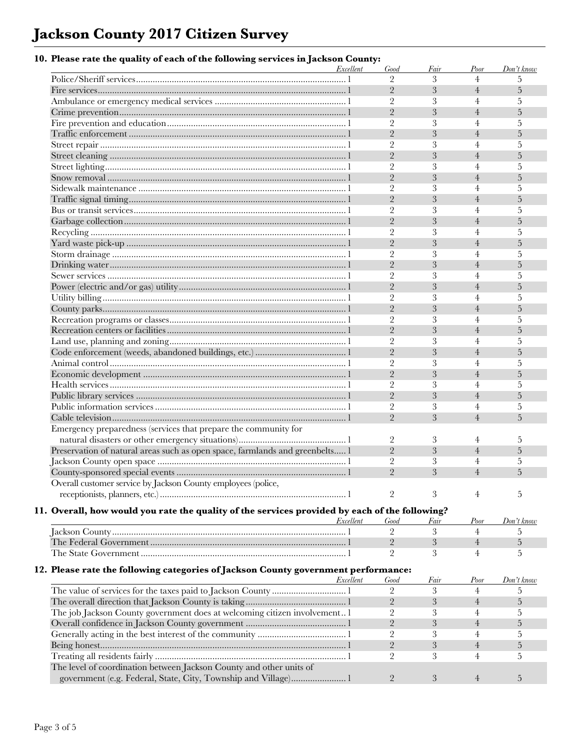# Jackson County 2017 Citizen Survey

**10. Please rate the quality of each of the following services in Jackson County:**

| | Excellent | Good | Fair | Poor | Don't know |
|---|---|---|---|---|---|
| Police/Sheriff services | 1 | 2 | 3 | 4 | 5 |
| Fire services | 1 | 2 | 3 | 4 | 5 |
| Ambulance or emergency medical services | 1 | 2 | 3 | 4 | 5 |
| Crime prevention | 1 | 2 | 3 | 4 | 5 |
| Fire prevention and education | 1 | 2 | 3 | 4 | 5 |
| Traffic enforcement | 1 | 2 | 3 | 4 | 5 |
| Street repair | 1 | 2 | 3 | 4 | 5 |
| Street cleaning | 1 | 2 | 3 | 4 | 5 |
| Street lighting | 1 | 2 | 3 | 4 | 5 |
| Snow removal | 1 | 2 | 3 | 4 | 5 |
| Sidewalk maintenance | 1 | 2 | 3 | 4 | 5 |
| Traffic signal timing | 1 | 2 | 3 | 4 | 5 |
| Bus or transit services | 1 | 2 | 3 | 4 | 5 |
| Garbage collection | 1 | 2 | 3 | 4 | 5 |
| Recycling | 1 | 2 | 3 | 4 | 5 |
| Yard waste pick-up | 1 | 2 | 3 | 4 | 5 |
| Storm drainage | 1 | 2 | 3 | 4 | 5 |
| Drinking water | 1 | 2 | 3 | 4 | 5 |
| Sewer services | 1 | 2 | 3 | 4 | 5 |
| Power (electric and/or gas) utility | 1 | 2 | 3 | 4 | 5 |
| Utility billing | 1 | 2 | 3 | 4 | 5 |
| County parks | 1 | 2 | 3 | 4 | 5 |
| Recreation programs or classes | 1 | 2 | 3 | 4 | 5 |
| Recreation centers or facilities | 1 | 2 | 3 | 4 | 5 |
| Land use, planning and zoning | 1 | 2 | 3 | 4 | 5 |
| Code enforcement (weeds, abandoned buildings, etc.) | 1 | 2 | 3 | 4 | 5 |
| Animal control | 1 | 2 | 3 | 4 | 5 |
| Economic development | 1 | 2 | 3 | 4 | 5 |
| Health services | 1 | 2 | 3 | 4 | 5 |
| Public library services | 1 | 2 | 3 | 4 | 5 |
| Public information services | 1 | 2 | 3 | 4 | 5 |
| Cable television | 1 | 2 | 3 | 4 | 5 |
| Emergency preparedness (services that prepare the community for natural disasters or other emergency situations) | 1 | 2 | 3 | 4 | 5 |
| Preservation of natural areas such as open space, farmlands and greenbelts | 1 | 2 | 3 | 4 | 5 |
| Jackson County open space | 1 | 2 | 3 | 4 | 5 |
| County-sponsored special events | 1 | 2 | 3 | 4 | 5 |
| Overall customer service by Jackson County employees (police, receptionists, planners, etc.) | 1 | 2 | 3 | 4 | 5 |

**11. Overall, how would you rate the quality of the services provided by each of the following?**

| | Excellent | Good | Fair | Poor | Don't know |
|---|---|---|---|---|---|
| Jackson County | 1 | 2 | 3 | 4 | 5 |
| The Federal Government | 1 | 2 | 3 | 4 | 5 |
| The State Government | 1 | 2 | 3 | 4 | 5 |

**12. Please rate the following categories of Jackson County government performance:**

| | Excellent | Good | Fair | Poor | Don't know |
|---|---|---|---|---|---|
| The value of services for the taxes paid to Jackson County | 1 | 2 | 3 | 4 | 5 |
| The overall direction that Jackson County is taking | 1 | 2 | 3 | 4 | 5 |
| The job Jackson County government does at welcoming citizen involvement | 1 | 2 | 3 | 4 | 5 |
| Overall confidence in Jackson County government | 1 | 2 | 3 | 4 | 5 |
| Generally acting in the best interest of the community | 1 | 2 | 3 | 4 | 5 |
| Being honest | 1 | 2 | 3 | 4 | 5 |
| Treating all residents fairly | 1 | 2 | 3 | 4 | 5 |
| The level of coordination between Jackson County and other units of government (e.g. Federal, State, City, Township and Village) | 1 | 2 | 3 | 4 | 5 |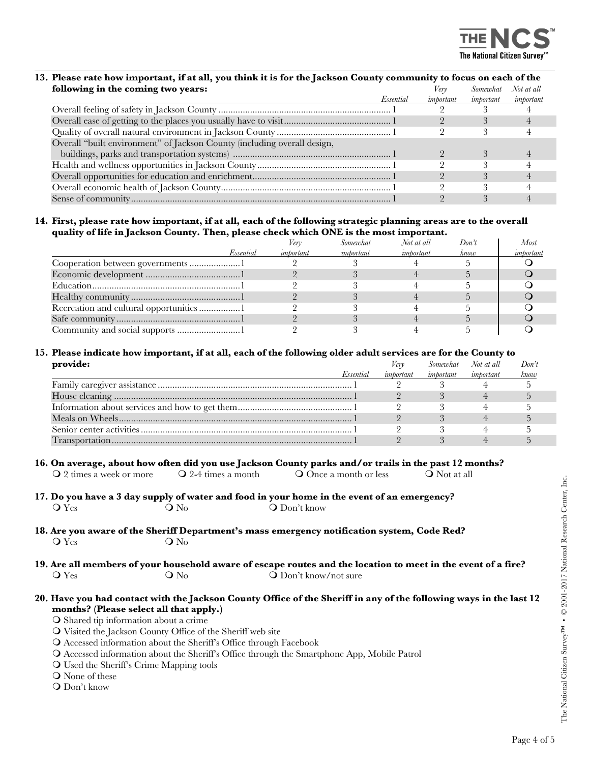**13. Please rate how important, if at all, you think it is for the Jackson County community to focus on each of the following in the coming two years:**

| | *Essential* | *Very important* | *Somewhat important* | *Not at all important* |
|---|---|---|---|---|
| Overall feeling of safety in Jackson County | 1 | 2 | 3 | 4 |
| Overall ease of getting to the places you usually have to visit | 1 | 2 | 3 | 4 |
| Quality of overall natural environment in Jackson County | 1 | 2 | 3 | 4 |
| Overall "built environment" of Jackson County (including overall design, buildings, parks and transportation systems) | 1 | 2 | 3 | 4 |
| Health and wellness opportunities in Jackson County | 1 | 2 | 3 | 4 |
| Overall opportunities for education and enrichment | 1 | 2 | 3 | 4 |
| Overall economic health of Jackson County | 1 | 2 | 3 | 4 |
| Sense of community | 1 | 2 | 3 | 4 |

**14. First, please rate how important, if at all, each of the following strategic planning areas are to the overall quality of life in Jackson County. Then, please check which ONE is the most important.**

| | *Essential* | *Very important* | *Somewhat important* | *Not at all important* | *Don't know* | *Most important* |
|---|---|---|---|---|---|---|
| Cooperation between governments | 1 | 2 | 3 | 4 | 5 | ❍ |
| Economic development | 1 | 2 | 3 | 4 | 5 | ❍ |
| Education | 1 | 2 | 3 | 4 | 5 | ❍ |
| Healthy community | 1 | 2 | 3 | 4 | 5 | ❍ |
| Recreation and cultural opportunities | 1 | 2 | 3 | 4 | 5 | ❍ |
| Safe community | 1 | 2 | 3 | 4 | 5 | ❍ |
| Community and social supports | 1 | 2 | 3 | 4 | 5 | ❍ |

**15. Please indicate how important, if at all, each of the following older adult services are for the County to provide:**

| | *Essential* | *Very important* | *Somewhat important* | *Not at all important* | *Don't know* |
|---|---|---|---|---|---|
| Family caregiver assistance | 1 | 2 | 3 | 4 | 5 |
| House cleaning | 1 | 2 | 3 | 4 | 5 |
| Information about services and how to get them | 1 | 2 | 3 | 4 | 5 |
| Meals on Wheels | 1 | 2 | 3 | 4 | 5 |
| Senior center activities | 1 | 2 | 3 | 4 | 5 |
| Transportation | 1 | 2 | 3 | 4 | 5 |

**16. On average, about how often did you use Jackson County parks and/or trails in the past 12 months?**

❍ 2 times a week or more ❍ 2-4 times a month ❍ Once a month or less ❍ Not at all

**17. Do you have a 3 day supply of water and food in your home in the event of an emergency?**

❍ Yes ❍ No ❍ Don't know

**18. Are you aware of the Sheriff Department's mass emergency notification system, Code Red?**

❍ Yes ❍ No

**19. Are all members of your household aware of escape routes and the location to meet in the event of a fire?**

❍ Yes ❍ No ❍ Don't know/not sure

**20. Have you had contact with the Jackson County Office of the Sheriff in any of the following ways in the last 12 months? (Please select all that apply.)**

❍ Shared tip information about a crime
❍ Visited the Jackson County Office of the Sheriff web site
❍ Accessed information about the Sheriff's Office through Facebook
❍ Accessed information about the Sheriff's Office through the Smartphone App, Mobile Patrol
❍ Used the Sheriff's Crime Mapping tools
❍ None of these
❍ Don't know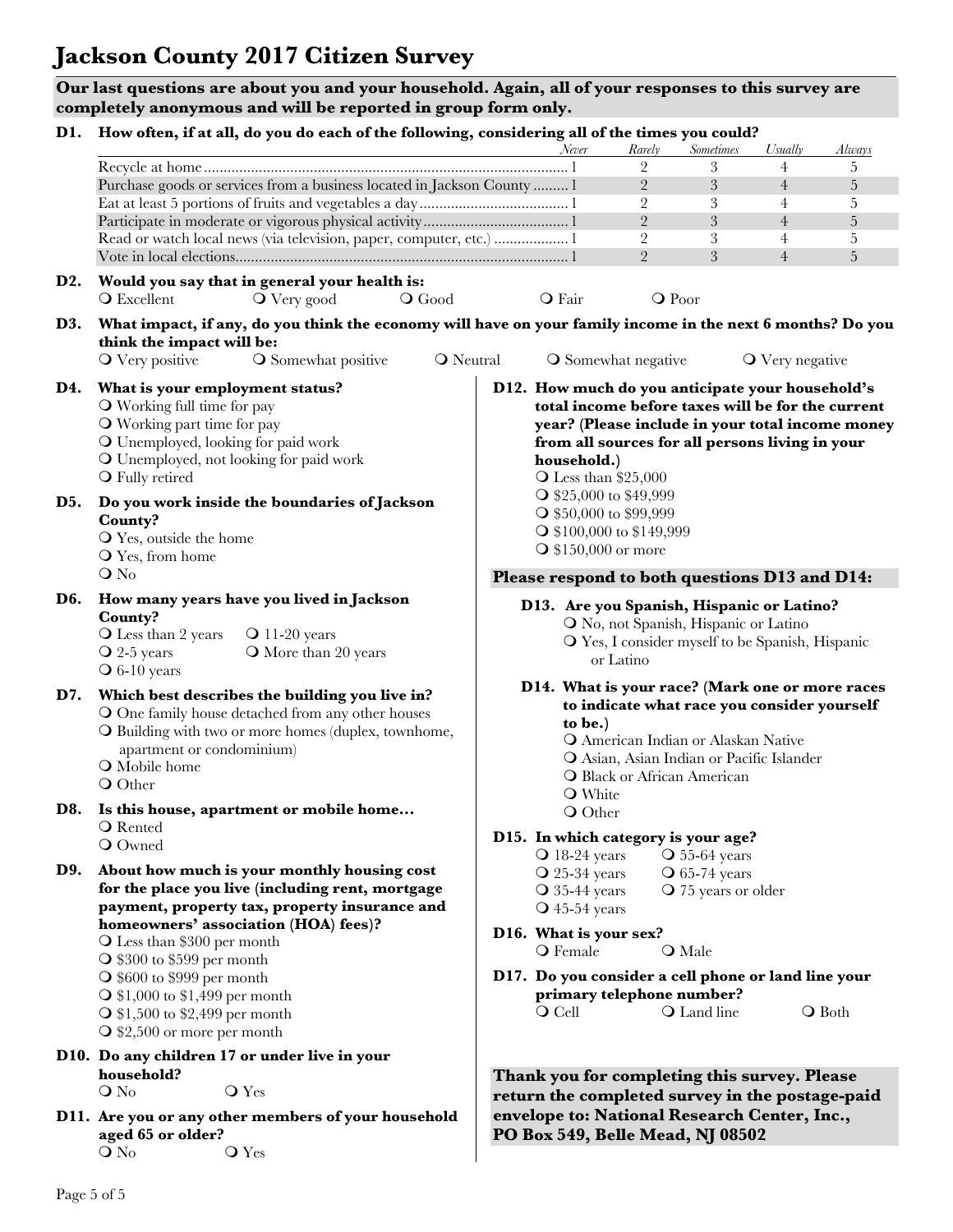# Jackson County 2017 Citizen Survey

**Our last questions are about you and your household. Again, all of your responses to this survey are completely anonymous and will be reported in group form only.**

**D1. How often, if at all, do you do each of the following, considering all of the times you could?**

| | *Never* | *Rarely* | *Sometimes* | *Usually* | *Always* |
|---|---|---|---|---|---|
| Recycle at home | 1 | 2 | 3 | 4 | 5 |
| Purchase goods or services from a business located in Jackson County | 1 | 2 | 3 | 4 | 5 |
| Eat at least 5 portions of fruits and vegetables a day | 1 | 2 | 3 | 4 | 5 |
| Participate in moderate or vigorous physical activity | 1 | 2 | 3 | 4 | 5 |
| Read or watch local news (via television, paper, computer, etc.) | 1 | 2 | 3 | 4 | 5 |
| Vote in local elections | 1 | 2 | 3 | 4 | 5 |

**D2. Would you say that in general your health is:**
- ❍ Excellent
- ❍ Very good
- ❍ Good
- ❍ Fair
- ❍ Poor

**D3. What impact, if any, do you think the economy will have on your family income in the next 6 months? Do you think the impact will be:**
- ❍ Very positive
- ❍ Somewhat positive
- ❍ Neutral
- ❍ Somewhat negative
- ❍ Very negative

**D4. What is your employment status?**
- ❍ Working full time for pay
- ❍ Working part time for pay
- ❍ Unemployed, looking for paid work
- ❍ Unemployed, not looking for paid work
- ❍ Fully retired

**D5. Do you work inside the boundaries of Jackson County?**
- ❍ Yes, outside the home
- ❍ Yes, from home
- ❍ No

**D6. How many years have you lived in Jackson County?**
- ❍ Less than 2 years
- ❍ 2-5 years
- ❍ 6-10 years
- ❍ 11-20 years
- ❍ More than 20 years

**D7. Which best describes the building you live in?**
- ❍ One family house detached from any other houses
- ❍ Building with two or more homes (duplex, townhome, apartment or condominium)
- ❍ Mobile home
- ❍ Other

**D8. Is this house, apartment or mobile home…**
- ❍ Rented
- ❍ Owned

**D9. About how much is your monthly housing cost for the place you live (including rent, mortgage payment, property tax, property insurance and homeowners' association (HOA) fees)?**
- ❍ Less than $300 per month
- ❍ $300 to $599 per month
- ❍ $600 to $999 per month
- ❍ $1,000 to $1,499 per month
- ❍ $1,500 to $2,499 per month
- ❍ $2,500 or more per month

**D10. Do any children 17 or under live in your household?**
- ❍ No
- ❍ Yes

**D11. Are you or any other members of your household aged 65 or older?**
- ❍ No
- ❍ Yes

**D12. How much do you anticipate your household's total income before taxes will be for the current year? (Please include in your total income money from all sources for all persons living in your household.)**
- ❍ Less than $25,000
- ❍ $25,000 to $49,999
- ❍ $50,000 to $99,999
- ❍ $100,000 to $149,999
- ❍ $150,000 or more

**Please respond to both questions D13 and D14:**

**D13. Are you Spanish, Hispanic or Latino?**
- ❍ No, not Spanish, Hispanic or Latino
- ❍ Yes, I consider myself to be Spanish, Hispanic or Latino

**D14. What is your race? (Mark one or more races to indicate what race you consider yourself to be.)**
- ❍ American Indian or Alaskan Native
- ❍ Asian, Asian Indian or Pacific Islander
- ❍ Black or African American
- ❍ White
- ❍ Other

**D15. In which category is your age?**
- ❍ 18-24 years
- ❍ 25-34 years
- ❍ 35-44 years
- ❍ 45-54 years
- ❍ 55-64 years
- ❍ 65-74 years
- ❍ 75 years or older

**D16. What is your sex?**
- ❍ Female
- ❍ Male

**D17. Do you consider a cell phone or land line your primary telephone number?**
- ❍ Cell
- ❍ Land line
- ❍ Both

**Thank you for completing this survey. Please return the completed survey in the postage-paid envelope to: National Research Center, Inc., PO Box 549, Belle Mead, NJ 08502**